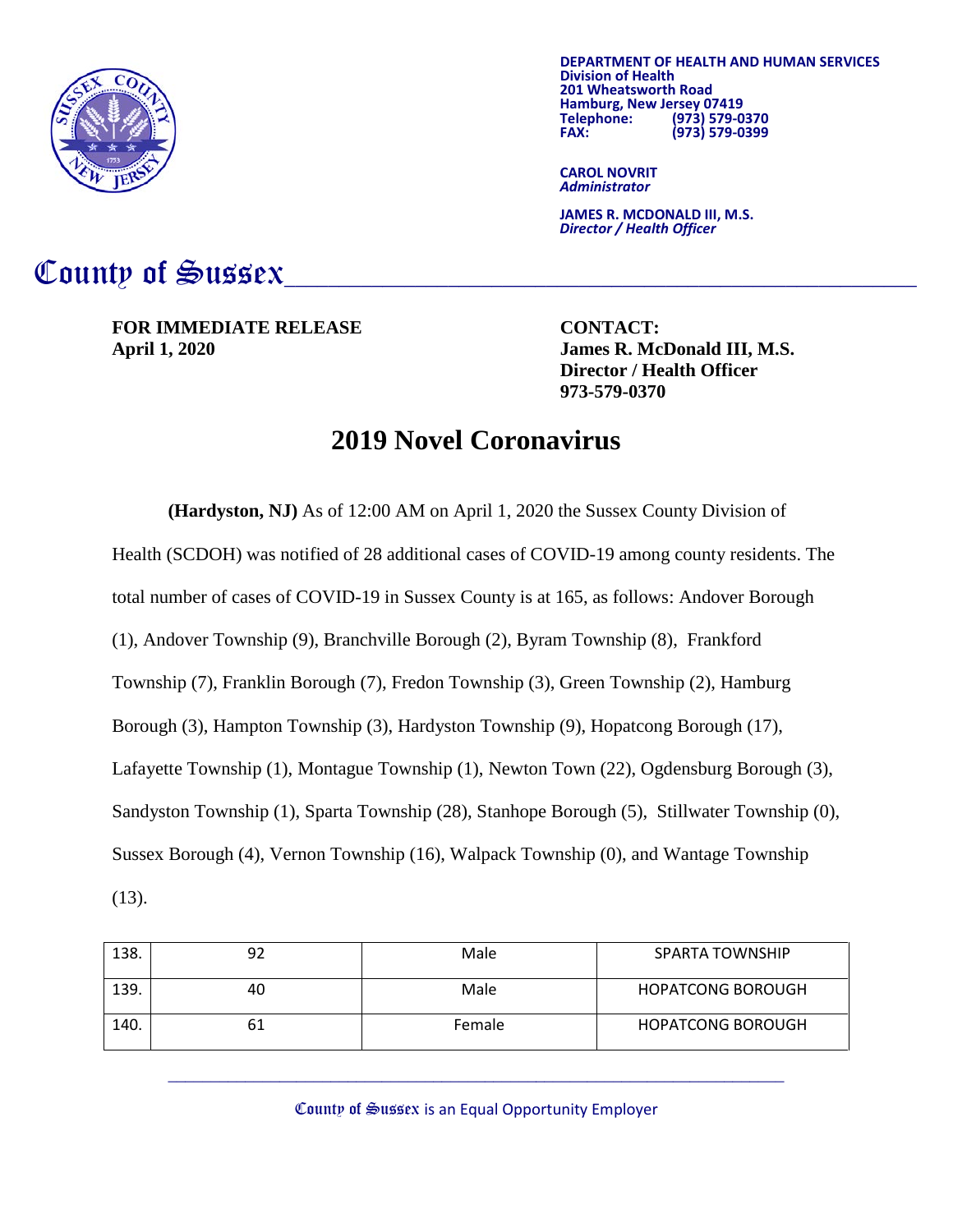**DEPARTMENT OF HEALTH AND HUMAN SERVICES**
**Division of Health**
**201 Wheatsworth Road**
**Hamburg, New Jersey 07419**
**Telephone: (973) 579-0370**
**FAX: (973) 579-0399**

**CAROL NOVRIT**
***Administrator***

**JAMES R. MCDONALD III, M.S.**
***Director / Health Officer***

# County of Sussex

**FOR IMMEDIATE RELEASE**
**April 1, 2020**

**CONTACT:**
**James R. McDonald III, M.S.**
**Director / Health Officer**
**973-579-0370**

# 2019 Novel Coronavirus

**(Hardyston, NJ)** As of 12:00 AM on April 1, 2020 the Sussex County Division of Health (SCDOH) was notified of 28 additional cases of COVID-19 among county residents. The total number of cases of COVID-19 in Sussex County is at 165, as follows: Andover Borough (1), Andover Township (9), Branchville Borough (2), Byram Township (8), Frankford Township (7), Franklin Borough (7), Fredon Township (3), Green Township (2), Hamburg Borough (3), Hampton Township (3), Hardyston Township (9), Hopatcong Borough (17), Lafayette Township (1), Montague Township (1), Newton Town (22), Ogdensburg Borough (3), Sandyston Township (1), Sparta Township (28), Stanhope Borough (5), Stillwater Township (0), Sussex Borough (4), Vernon Township (16), Walpack Township (0), and Wantage Township (13).

| | | | |
|---|---|---|---|
| 138. | 92 | Male | SPARTA TOWNSHIP |
| 139. | 40 | Male | HOPATCONG BOROUGH |
| 140. | 61 | Female | HOPATCONG BOROUGH |

County of Sussex is an Equal Opportunity Employer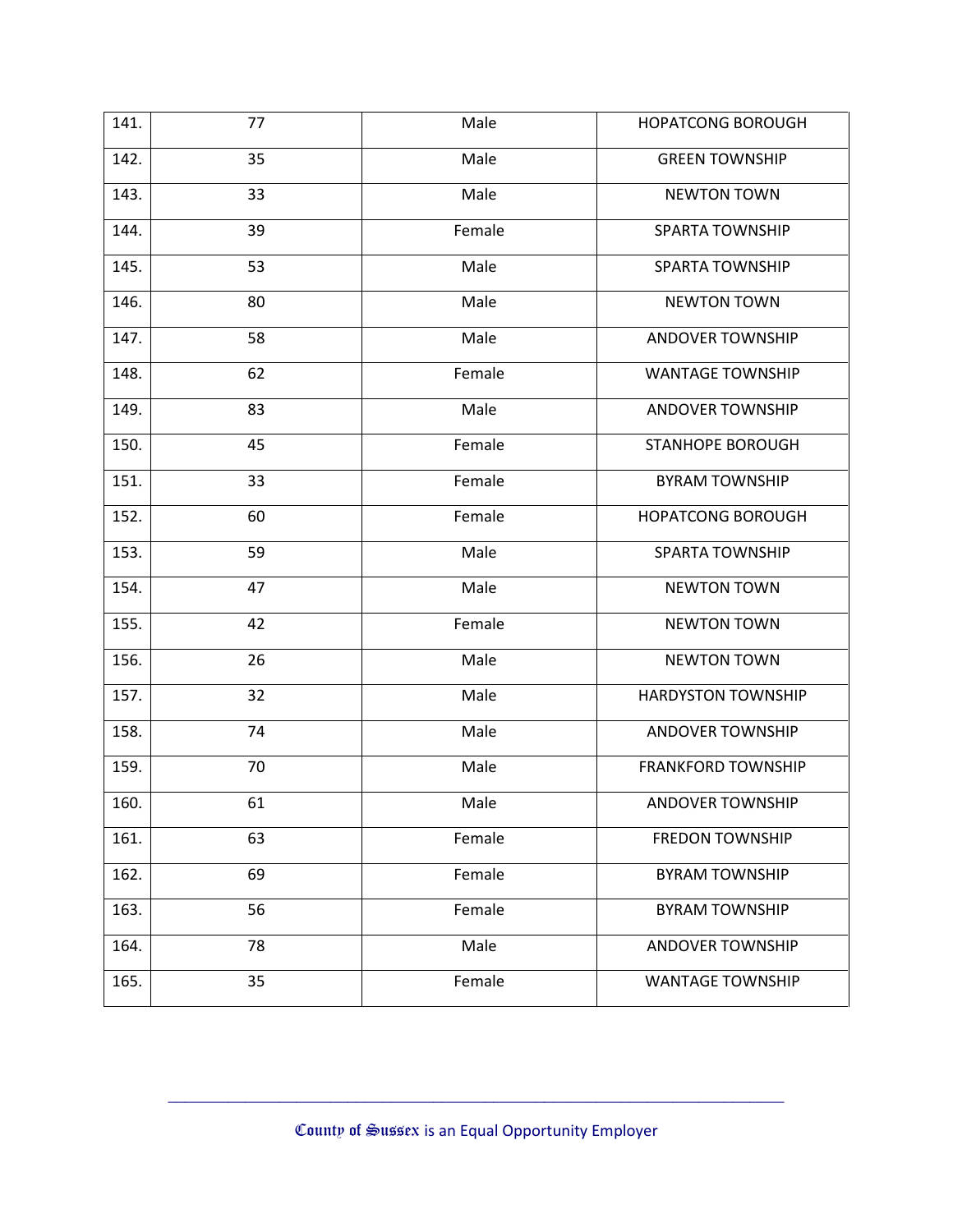| | | | |
|---|---|---|---|
| 141. | 77 | Male | HOPATCONG BOROUGH |
| 142. | 35 | Male | GREEN TOWNSHIP |
| 143. | 33 | Male | NEWTON TOWN |
| 144. | 39 | Female | SPARTA TOWNSHIP |
| 145. | 53 | Male | SPARTA TOWNSHIP |
| 146. | 80 | Male | NEWTON TOWN |
| 147. | 58 | Male | ANDOVER TOWNSHIP |
| 148. | 62 | Female | WANTAGE TOWNSHIP |
| 149. | 83 | Male | ANDOVER TOWNSHIP |
| 150. | 45 | Female | STANHOPE BOROUGH |
| 151. | 33 | Female | BYRAM TOWNSHIP |
| 152. | 60 | Female | HOPATCONG BOROUGH |
| 153. | 59 | Male | SPARTA TOWNSHIP |
| 154. | 47 | Male | NEWTON TOWN |
| 155. | 42 | Female | NEWTON TOWN |
| 156. | 26 | Male | NEWTON TOWN |
| 157. | 32 | Male | HARDYSTON TOWNSHIP |
| 158. | 74 | Male | ANDOVER TOWNSHIP |
| 159. | 70 | Male | FRANKFORD TOWNSHIP |
| 160. | 61 | Male | ANDOVER TOWNSHIP |
| 161. | 63 | Female | FREDON TOWNSHIP |
| 162. | 69 | Female | BYRAM TOWNSHIP |
| 163. | 56 | Female | BYRAM TOWNSHIP |
| 164. | 78 | Male | ANDOVER TOWNSHIP |
| 165. | 35 | Female | WANTAGE TOWNSHIP |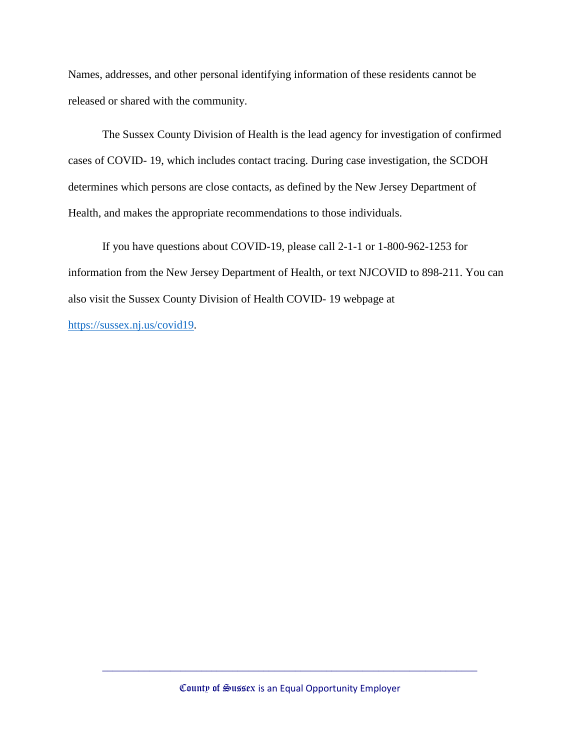Names, addresses, and other personal identifying information of these residents cannot be released or shared with the community.

The Sussex County Division of Health is the lead agency for investigation of confirmed cases of COVID- 19, which includes contact tracing. During case investigation, the SCDOH determines which persons are close contacts, as defined by the New Jersey Department of Health, and makes the appropriate recommendations to those individuals.

If you have questions about COVID-19, please call 2-1-1 or 1-800-962-1253 for information from the New Jersey Department of Health, or text NJCOVID to 898-211. You can also visit the Sussex County Division of Health COVID- 19 webpage at https://sussex.nj.us/covid19.